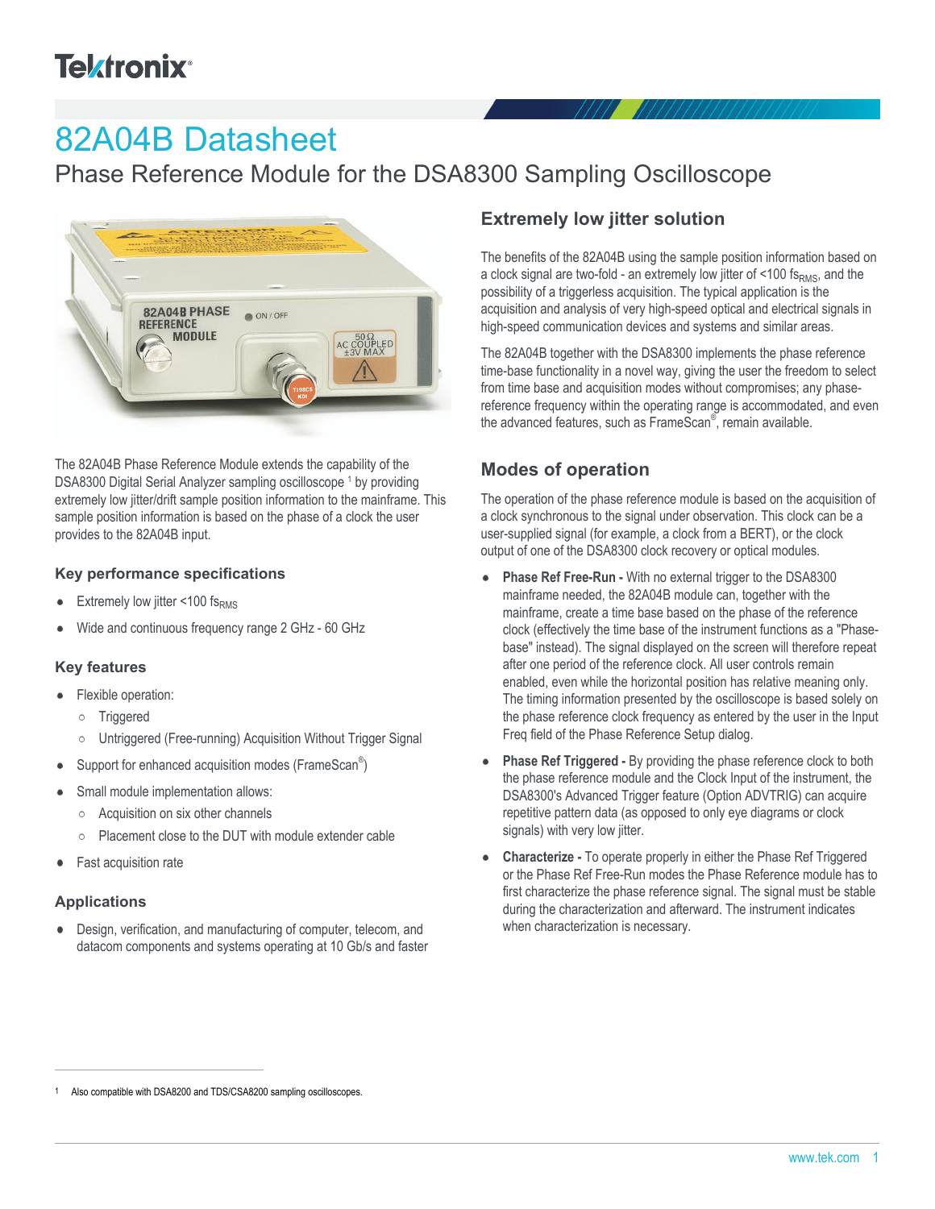# 82A04B Datasheet

Phase Reference Module for the DSA8300 Sampling Oscilloscope

The 82A04B Phase Reference Module extends the capability of the DSA8300 Digital Serial Analyzer sampling oscilloscope [1] by providing extremely low jitter/drift sample position information to the mainframe. This sample position information is based on the phase of a clock the user provides to the 82A04B input.

### Key performance specifications

- Extremely low jitter <100 $fs_{RMS}$
- Wide and continuous frequency range 2 GHz - 60 GHz

### Key features

- Flexible operation:
  - Triggered
  - Untriggered (Free-running) Acquisition Without Trigger Signal
- Support for enhanced acquisition modes (FrameScan®)
- Small module implementation allows:
  - Acquisition on six other channels
  - Placement close to the DUT with module extender cable
- Fast acquisition rate

### Applications

- Design, verification, and manufacturing of computer, telecom, and datacom components and systems operating at 10 Gb/s and faster

## Extremely low jitter solution

The benefits of the 82A04B using the sample position information based on a clock signal are two-fold - an extremely low jitter of <100 $fs_{RMS}$, and the possibility of a triggerless acquisition. The typical application is the acquisition and analysis of very high-speed optical and electrical signals in high-speed communication devices and systems and similar areas.

The 82A04B together with the DSA8300 implements the phase reference time-base functionality in a novel way, giving the user the freedom to select from time base and acquisition modes without compromises; any phase-reference frequency within the operating range is accommodated, and even the advanced features, such as FrameScan®, remain available.

## Modes of operation

The operation of the phase reference module is based on the acquisition of a clock synchronous to the signal under observation. This clock can be a user-supplied signal (for example, a clock from a BERT), or the clock output of one of the DSA8300 clock recovery or optical modules.

- **Phase Ref Free-Run -** With no external trigger to the DSA8300 mainframe needed, the 82A04B module can, together with the mainframe, create a time base based on the phase of the reference clock (effectively the time base of the instrument functions as a "Phase-base" instead). The signal displayed on the screen will therefore repeat after one period of the reference clock. All user controls remain enabled, even while the horizontal position has relative meaning only. The timing information presented by the oscilloscope is based solely on the phase reference clock frequency as entered by the user in the Input Freq field of the Phase Reference Setup dialog.
- **Phase Ref Triggered -** By providing the phase reference clock to both the phase reference module and the Clock Input of the instrument, the DSA8300's Advanced Trigger feature (Option ADVTRIG) can acquire repetitive pattern data (as opposed to only eye diagrams or clock signals) with very low jitter.
- **Characterize -** To operate properly in either the Phase Ref Triggered or the Phase Ref Free-Run modes the Phase Reference module has to first characterize the phase reference signal. The signal must be stable during the characterization and afterward. The instrument indicates when characterization is necessary.

[1] Also compatible with DSA8200 and TDS/CSA8200 sampling oscilloscopes.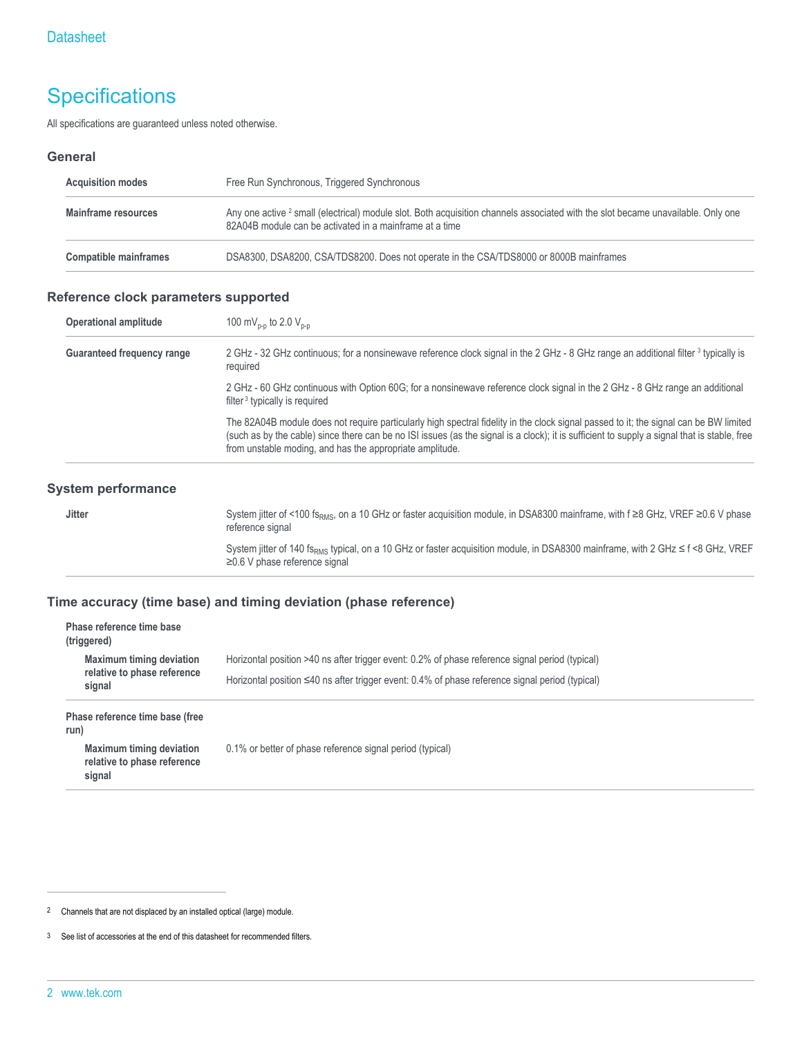# Specifications

All specifications are guaranteed unless noted otherwise.

## General

| | |
|---|---|
| **Acquisition modes** | Free Run Synchronous, Triggered Synchronous |
| **Mainframe resources** | Any one active [2] small (electrical) module slot. Both acquisition channels associated with the slot became unavailable. Only one 82A04B module can be activated in a mainframe at a time |
| **Compatible mainframes** | DSA8300, DSA8200, CSA/TDS8200. Does not operate in the CSA/TDS8000 or 8000B mainframes |

## Reference clock parameters supported

| | |
|---|---|
| **Operational amplitude** | 100 $mV_{p-p}$ to 2.0 $V_{p-p}$ |
| **Guaranteed frequency range** | 2 GHz - 32 GHz continuous; for a nonsinewave reference clock signal in the 2 GHz - 8 GHz range an additional filter [3] typically is required<br><br>2 GHz - 60 GHz continuous with Option 60G; for a nonsinewave reference clock signal in the 2 GHz - 8 GHz range an additional filter [3] typically is required<br><br>The 82A04B module does not require particularly high spectral fidelity in the clock signal passed to it; the signal can be BW limited (such as by the cable) since there can be no ISI issues (as the signal is a clock); it is sufficient to supply a signal that is stable, free from unstable moding, and has the appropriate amplitude. |

## System performance

| | |
|---|---|
| **Jitter** | System jitter of <100 $fs_{RMS}$, on a 10 GHz or faster acquisition module, in DSA8300 mainframe, with f ≥8 GHz, VREF ≥0.6 V phase reference signal<br><br>System jitter of 140 $fs_{RMS}$ typical, on a 10 GHz or faster acquisition module, in DSA8300 mainframe, with 2 GHz ≤ f <8 GHz, VREF ≥0.6 V phase reference signal |

## Time accuracy (time base) and timing deviation (phase reference)

| | |
|---|---|
| **Phase reference time base (triggered)** | |
| **Maximum timing deviation relative to phase reference signal** | Horizontal position >40 ns after trigger event: 0.2% of phase reference signal period (typical)<br><br>Horizontal position ≤40 ns after trigger event: 0.4% of phase reference signal period (typical) |
| **Phase reference time base (free run)** | |
| **Maximum timing deviation relative to phase reference signal** | 0.1% or better of phase reference signal period (typical) |

---

[2] Channels that are not displaced by an installed optical (large) module.

[3] See list of accessories at the end of this datasheet for recommended filters.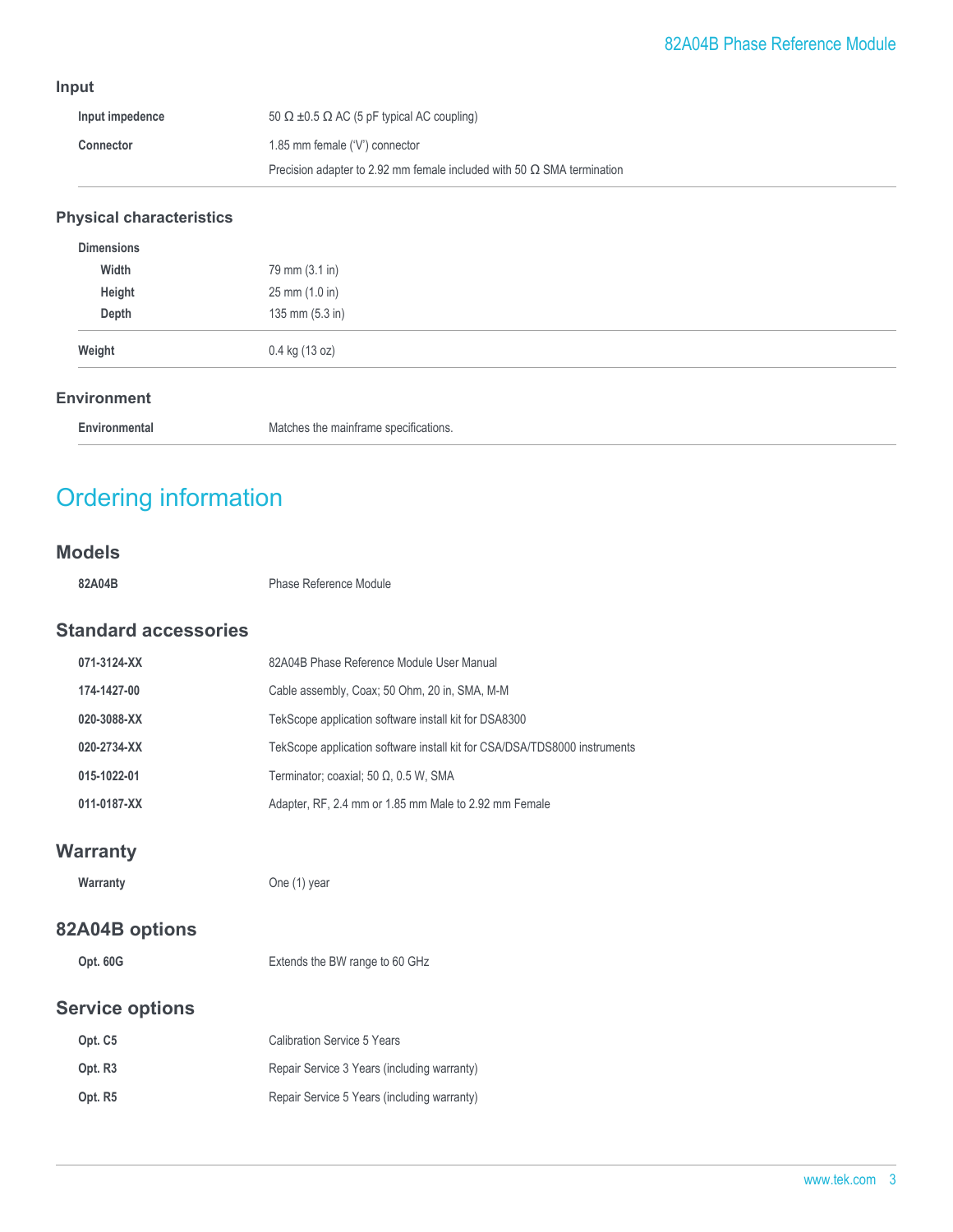### Input

| | |
|---|---|
| **Input impedence** | 50 Ω ±0.5 Ω AC (5 pF typical AC coupling) |
| **Connector** | 1.85 mm female ('V') connector |
| | Precision adapter to 2.92 mm female included with 50 Ω SMA termination |

### Physical characteristics

| | |
|---|---|
| **Dimensions** | |
| **Width** | 79 mm (3.1 in) |
| **Height** | 25 mm (1.0 in) |
| **Depth** | 135 mm (5.3 in) |
| **Weight** | 0.4 kg (13 oz) |

### Environment

| | |
|---|---|
| **Environmental** | Matches the mainframe specifications. |

# Ordering information

## Models

| | |
|---|---|
| **82A04B** | Phase Reference Module |

## Standard accessories

| | |
|---|---|
| **071-3124-XX** | 82A04B Phase Reference Module User Manual |
| **174-1427-00** | Cable assembly, Coax; 50 Ohm, 20 in, SMA, M-M |
| **020-3088-XX** | TekScope application software install kit for DSA8300 |
| **020-2734-XX** | TekScope application software install kit for CSA/DSA/TDS8000 instruments |
| **015-1022-01** | Terminator; coaxial; 50 Ω, 0.5 W, SMA |
| **011-0187-XX** | Adapter, RF, 2.4 mm or 1.85 mm Male to 2.92 mm Female |

## Warranty

| | |
|---|---|
| **Warranty** | One (1) year |

## 82A04B options

| | |
|---|---|
| **Opt. 60G** | Extends the BW range to 60 GHz |

## Service options

| | |
|---|---|
| **Opt. C5** | Calibration Service 5 Years |
| **Opt. R3** | Repair Service 3 Years (including warranty) |
| **Opt. R5** | Repair Service 5 Years (including warranty) |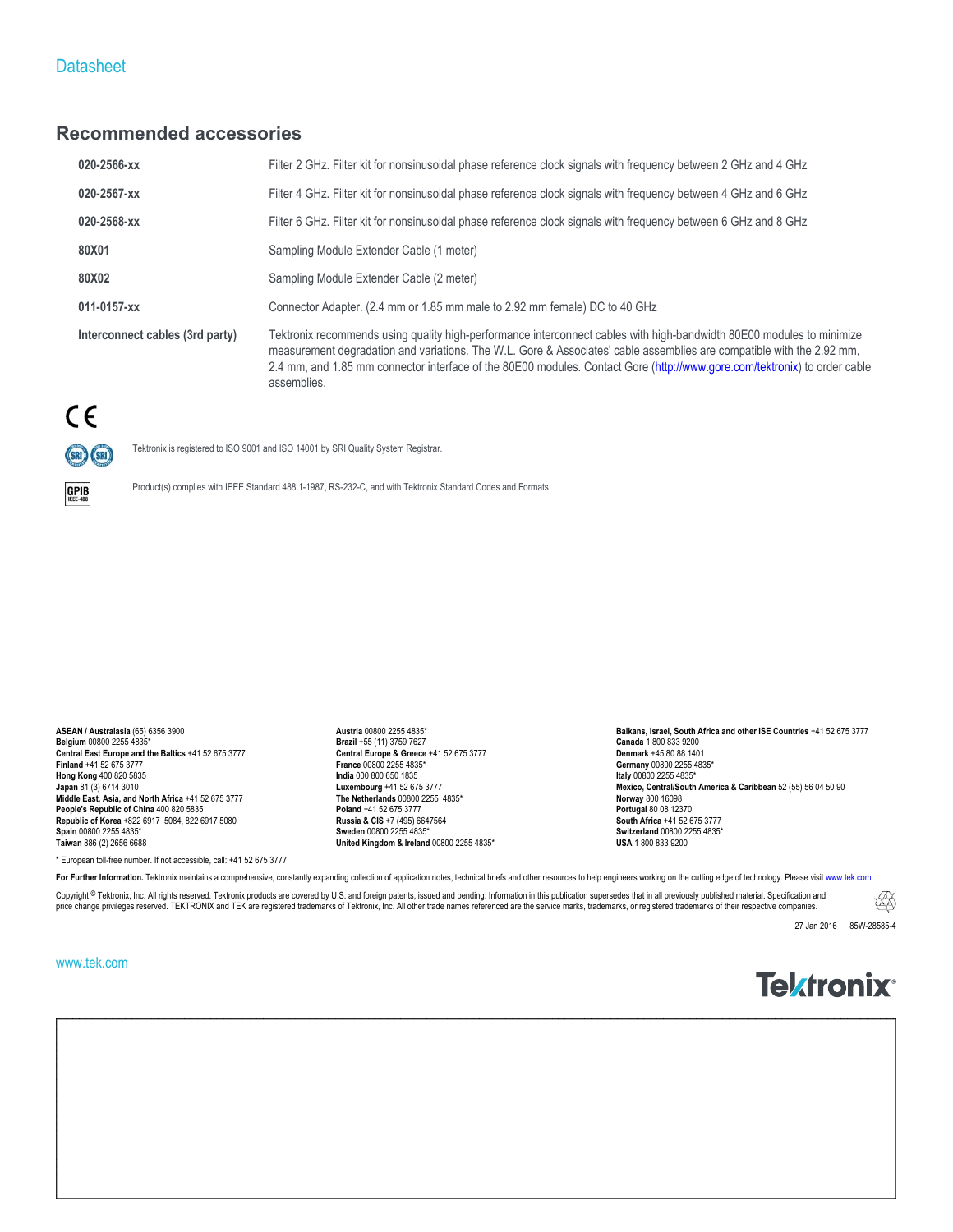## Recommended accessories

| | |
|---|---|
| **020-2566-xx** | Filter 2 GHz. Filter kit for nonsinusoidal phase reference clock signals with frequency between 2 GHz and 4 GHz |
| **020-2567-xx** | Filter 4 GHz. Filter kit for nonsinusoidal phase reference clock signals with frequency between 4 GHz and 6 GHz |
| **020-2568-xx** | Filter 6 GHz. Filter kit for nonsinusoidal phase reference clock signals with frequency between 6 GHz and 8 GHz |
| **80X01** | Sampling Module Extender Cable (1 meter) |
| **80X02** | Sampling Module Extender Cable (2 meter) |
| **011-0157-xx** | Connector Adapter. (2.4 mm or 1.85 mm male to 2.92 mm female) DC to 40 GHz |
| **Interconnect cables (3rd party)** | Tektronix recommends using quality high-performance interconnect cables with high-bandwidth 80E00 modules to minimize measurement degradation and variations. The W.L. Gore & Associates' cable assemblies are compatible with the 2.92 mm, 2.4 mm, and 1.85 mm connector interface of the 80E00 modules. Contact Gore (http://www.gore.com/tektronix) to order cable assemblies. |

Tektronix is registered to ISO 9001 and ISO 14001 by SRI Quality System Registrar.

Product(s) complies with IEEE Standard 488.1-1987, RS-232-C, and with Tektronix Standard Codes and Formats.

**ASEAN / Australasia** (65) 6356 3900
**Belgium** 00800 2255 4835*
**Central East Europe and the Baltics** +41 52 675 3777
**Finland** +41 52 675 3777
**Hong Kong** 400 820 5835
**Japan** 81 (3) 6714 3010
**Middle East, Asia, and North Africa** +41 52 675 3777
**People's Republic of China** 400 820 5835
**Republic of Korea** +822 6917 5084, 822 6917 5080
**Spain** 00800 2255 4835*
**Taiwan** 886 (2) 2656 6688

**Austria** 00800 2255 4835*
**Brazil** +55 (11) 3759 7627
**Central Europe & Greece** +41 52 675 3777
**France** 00800 2255 4835*
**India** 000 800 650 1835
**Luxembourg** +41 52 675 3777
**The Netherlands** 00800 2255 4835*
**Poland** +41 52 675 3777
**Russia & CIS** +7 (495) 6647564
**Sweden** 00800 2255 4835*
**United Kingdom & Ireland** 00800 2255 4835*

**Balkans, Israel, South Africa and other ISE Countries** +41 52 675 3777
**Canada** 1 800 833 9200
**Denmark** +45 80 88 1401
**Germany** 00800 2255 4835*
**Italy** 00800 2255 4835*
**Mexico, Central/South America & Caribbean** 52 (55) 56 04 50 90
**Norway** 800 16098
**Portugal** 80 08 12370
**South Africa** +41 52 675 3777
**Switzerland** 00800 2255 4835*
**USA** 1 800 833 9200

* European toll-free number. If not accessible, call: +41 52 675 3777

**For Further Information.** Tektronix maintains a comprehensive, constantly expanding collection of application notes, technical briefs and other resources to help engineers working on the cutting edge of technology. Please visit www.tek.com.

Copyright © Tektronix, Inc. All rights reserved. Tektronix products are covered by U.S. and foreign patents, issued and pending. Information in this publication supersedes that in all previously published material. Specification and price change privileges reserved. TEKTRONIX and TEK are registered trademarks of Tektronix, Inc. All other trade names referenced are the service marks, trademarks, or registered trademarks of their respective companies.

27 Jan 2016 85W-28585-4

www.tek.com